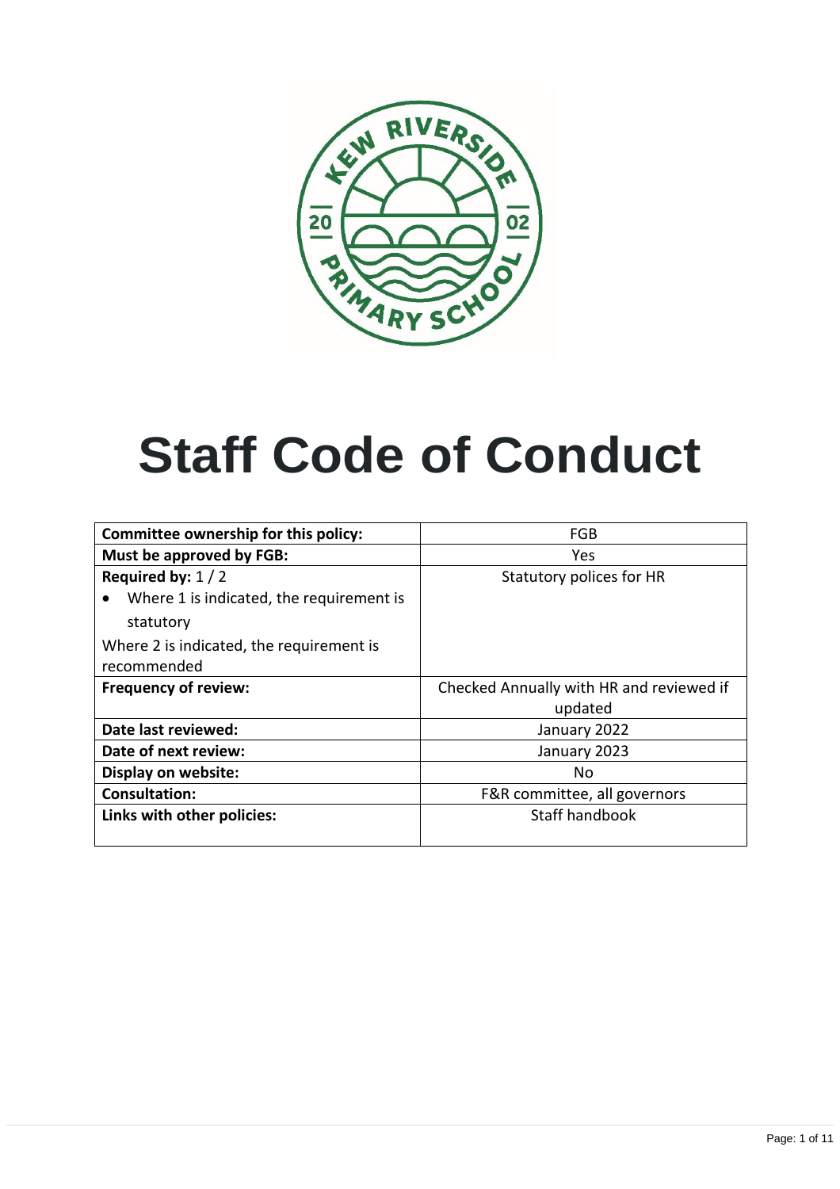# Staff Code of Conduct

| Committee ownership for this policy: | FGB |
|---|---|
| **Must be approved by FGB:** | Yes |
| **Required by:** 1 / 2<br>• Where 1 is indicated, the requirement is statutory<br>Where 2 is indicated, the requirement is recommended | Statutory polices for HR |
| **Frequency of review:** | Checked Annually with HR and reviewed if updated |
| **Date last reviewed:** | January 2022 |
| **Date of next review:** | January 2023 |
| **Display on website:** | No |
| **Consultation:** | F&R committee, all governors |
| **Links with other policies:** | Staff handbook |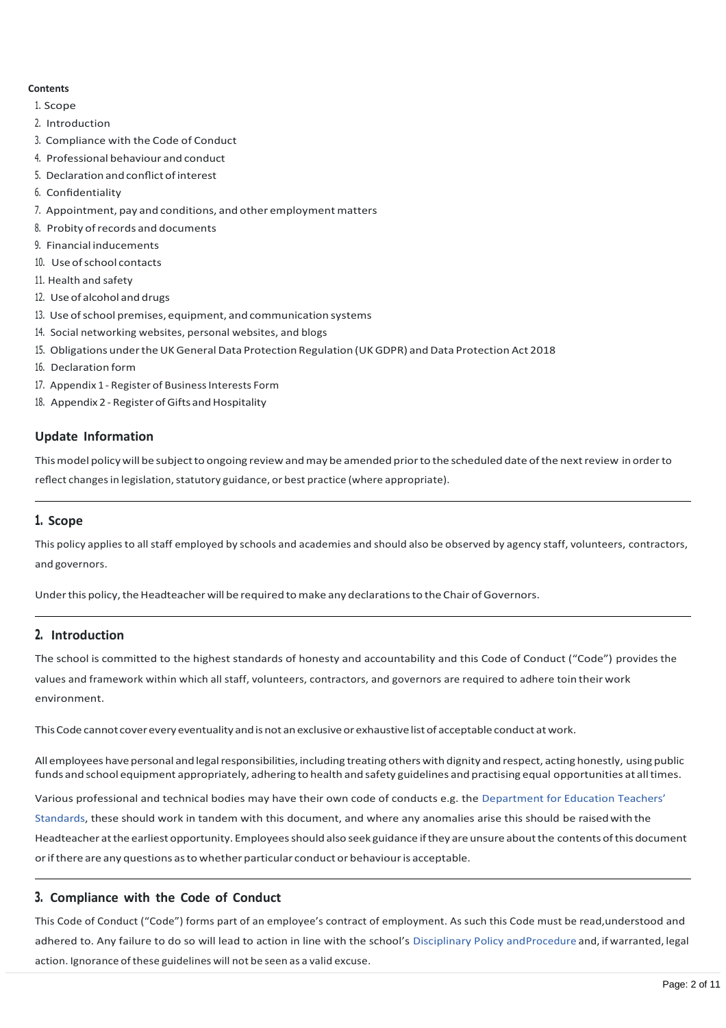**Contents**

1. Scope
2. Introduction
3. Compliance with the Code of Conduct
4. Professional behaviour and conduct
5. Declaration and conflict of interest
6. Confidentiality
7. Appointment, pay and conditions, and other employment matters
8. Probity of records and documents
9. Financial inducements
10. Use of school contacts
11. Health and safety
12. Use of alcohol and drugs
13. Use of school premises, equipment, and communication systems
14. Social networking websites, personal websites, and blogs
15. Obligations under the UK General Data Protection Regulation (UK GDPR) and Data Protection Act 2018
16. Declaration form
17. Appendix 1 - Register of Business Interests Form
18. Appendix 2 - Register of Gifts and Hospitality

## Update Information

This model policy will be subject to ongoing review and may be amended prior to the scheduled date of the next review in order to reflect changes in legislation, statutory guidance, or best practice (where appropriate).

## 1. Scope

This policy applies to all staff employed by schools and academies and should also be observed by agency staff, volunteers, contractors, and governors.

Under this policy, the Headteacher will be required to make any declarations to the Chair of Governors.

## 2. Introduction

The school is committed to the highest standards of honesty and accountability and this Code of Conduct ("Code") provides the values and framework within which all staff, volunteers, contractors, and governors are required to adhere toin their work environment.

This Code cannot cover every eventuality and is not an exclusive or exhaustive list of acceptable conduct at work.

All employees have personal and legal responsibilities, including treating others with dignity and respect, acting honestly, using public funds and school equipment appropriately, adhering to health and safety guidelines and practising equal opportunities at all times.

Various professional and technical bodies may have their own code of conducts e.g. the Department for Education Teachers' Standards, these should work in tandem with this document, and where any anomalies arise this should be raised with the Headteacher at the earliest opportunity. Employees should also seek guidance if they are unsure about the contents of this document or if there are any questions as to whether particular conduct or behaviour is acceptable.

## 3. Compliance with the Code of Conduct

This Code of Conduct ("Code") forms part of an employee's contract of employment. As such this Code must be read,understood and adhered to. Any failure to do so will lead to action in line with the school's Disciplinary Policy andProcedure and, if warranted, legal action. Ignorance of these guidelines will not be seen as a valid excuse.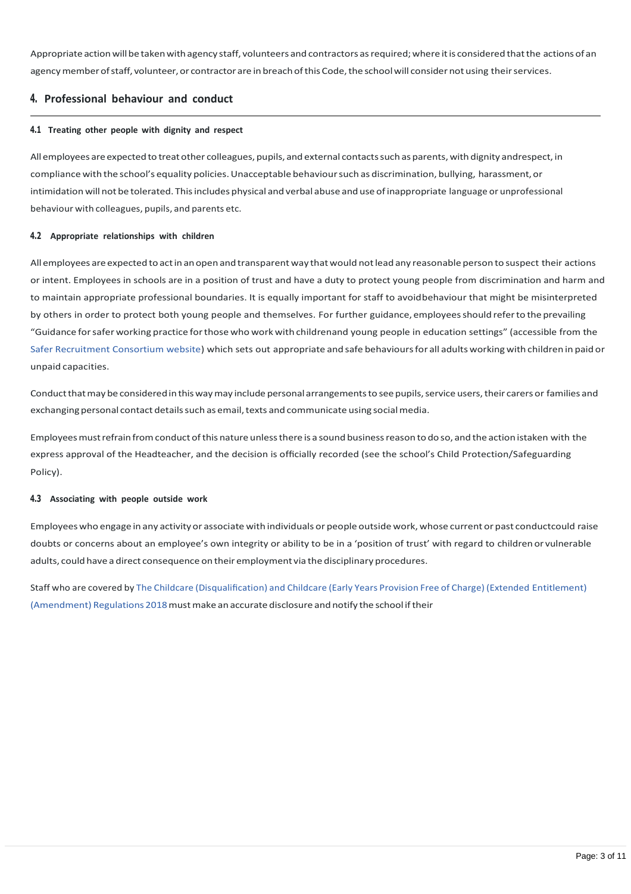Appropriate action will be taken with agency staff, volunteers and contractors as required; where it is considered that the actions of an agency member of staff, volunteer, or contractor are in breach of this Code, the school will consider not using their services.

## 4. Professional behaviour and conduct

#### 4.1 Treating other people with dignity and respect

All employees are expected to treat other colleagues, pupils, and external contacts such as parents, with dignity andrespect, in compliance with the school's equality policies. Unacceptable behaviour such as discrimination, bullying, harassment, or intimidation will not be tolerated. This includes physical and verbal abuse and use of inappropriate language or unprofessional behaviour with colleagues, pupils, and parents etc.

#### 4.2 Appropriate relationships with children

All employees are expected to act in an open and transparent way that would not lead any reasonable person to suspect their actions or intent. Employees in schools are in a position of trust and have a duty to protect young people from discrimination and harm and to maintain appropriate professional boundaries. It is equally important for staff to avoidbehaviour that might be misinterpreted by others in order to protect both young people and themselves. For further guidance, employees should refer to the prevailing "Guidance for safer working practice for those who work with childrenand young people in education settings" (accessible from the Safer Recruitment Consortium website) which sets out appropriate and safe behaviours for all adults working with children in paid or unpaid capacities.

Conduct that may be considered in this way may include personal arrangements to see pupils, service users, their carers or families and exchanging personal contact details such as email, texts and communicate using social media.

Employees must refrain from conduct of this nature unless there is a sound business reason to do so, and the action istaken with the express approval of the Headteacher, and the decision is officially recorded (see the school's Child Protection/Safeguarding Policy).

#### 4.3 Associating with people outside work

Employees who engage in any activity or associate with individuals or people outside work, whose current or past conductcould raise doubts or concerns about an employee's own integrity or ability to be in a 'position of trust' with regard to children or vulnerable adults, could have a direct consequence on their employment via the disciplinary procedures.

Staff who are covered by The Childcare (Disqualification) and Childcare (Early Years Provision Free of Charge) (Extended Entitlement) (Amendment) Regulations 2018 must make an accurate disclosure and notify the school if their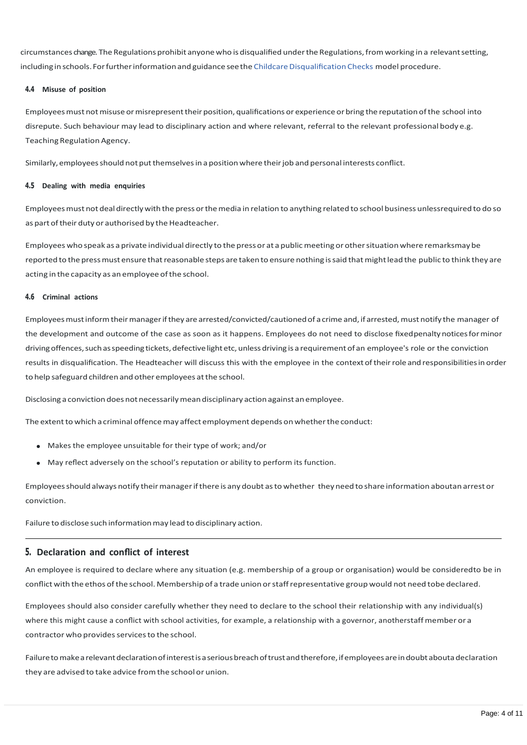circumstances change. The Regulations prohibit anyone who is disqualified under the Regulations, from working in a relevant setting, including in schools. For further information and guidance see the Childcare Disqualification Checks model procedure.

#### 4.4 Misuse of position

Employees must not misuse or misrepresent their position, qualifications or experience or bring the reputation of the school into disrepute. Such behaviour may lead to disciplinary action and where relevant, referral to the relevant professional body e.g. Teaching Regulation Agency.

Similarly, employees should not put themselves in a position where their job and personal interests conflict.

#### 4.5 Dealing with media enquiries

Employees must not deal directly with the press or the media in relation to anything related to school business unless required to do so as part of their duty or authorised by the Headteacher.

Employees who speak as a private individual directly to the press or at a public meeting or other situation where remarks may be reported to the press must ensure that reasonable steps are taken to ensure nothing is said that might lead the public to think they are acting in the capacity as an employee of the school.

#### 4.6 Criminal actions

Employees must inform their manager if they are arrested/convicted/cautioned of a crime and, if arrested, must notify the manager of the development and outcome of the case as soon as it happens. Employees do not need to disclose fixed penalty notices for minor driving offences, such as speeding tickets, defective light etc, unless driving is a requirement of an employee's role or the conviction results in disqualification. The Headteacher will discuss this with the employee in the context of their role and responsibilities in order to help safeguard children and other employees at the school.

Disclosing a conviction does not necessarily mean disciplinary action against an employee.

The extent to which a criminal offence may affect employment depends on whether the conduct:

- Makes the employee unsuitable for their type of work; and/or
- May reflect adversely on the school's reputation or ability to perform its function.

Employees should always notify their manager if there is any doubt as to whether they need to share information about an arrest or conviction.

Failure to disclose such information may lead to disciplinary action.

## 5. Declaration and conflict of interest

An employee is required to declare where any situation (e.g. membership of a group or organisation) would be considered to be in conflict with the ethos of the school. Membership of a trade union or staff representative group would not need to be declared.

Employees should also consider carefully whether they need to declare to the school their relationship with any individual(s) where this might cause a conflict with school activities, for example, a relationship with a governor, another staff member or a contractor who provides services to the school.

Failure to make a relevant declaration of interest is a serious breach of trust and therefore, if employees are in doubt about a declaration they are advised to take advice from the school or union.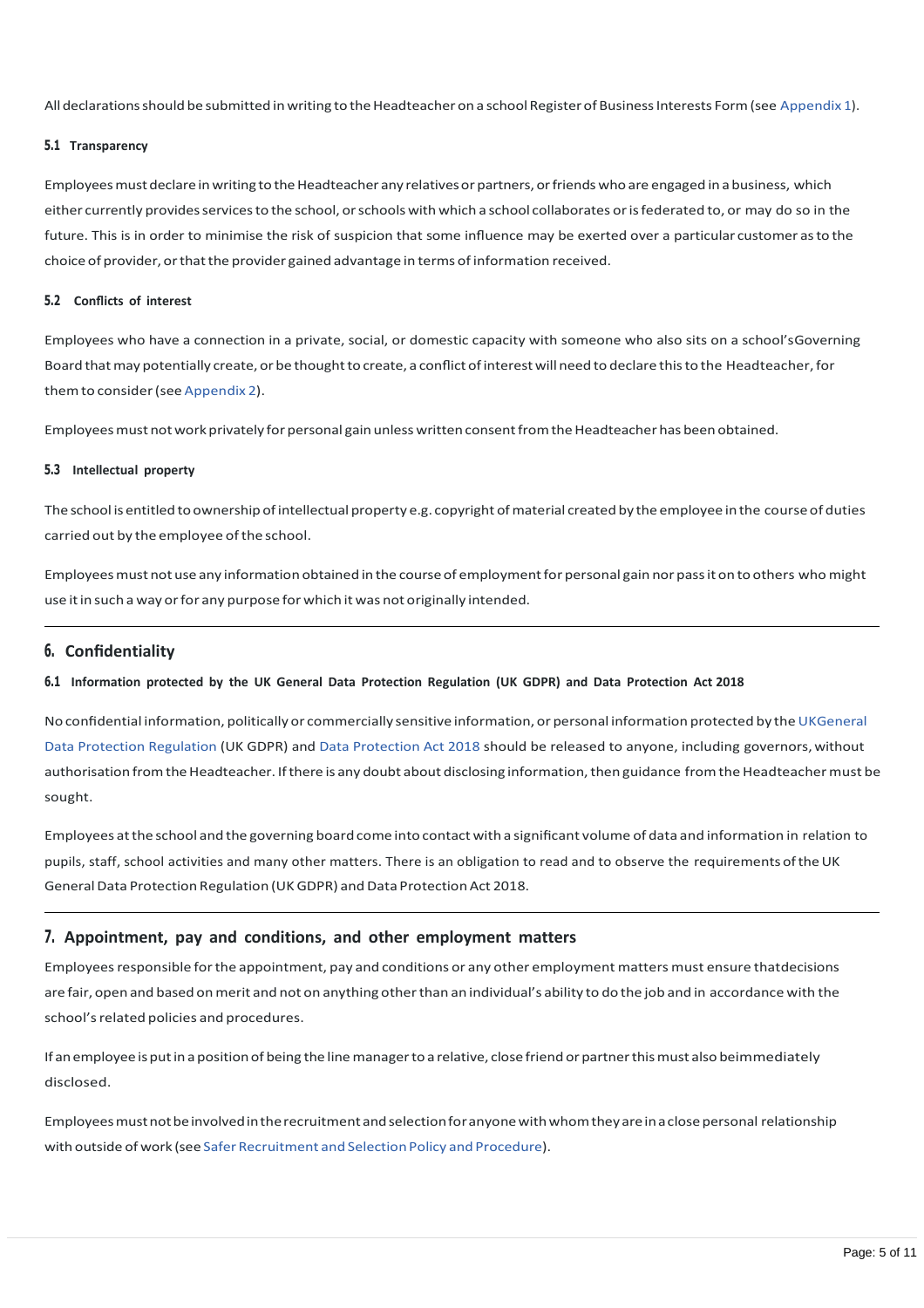All declarations should be submitted in writing to the Headteacher on a school Register of Business Interests Form (see Appendix 1).

### 5.1 Transparency

Employees must declare in writing to the Headteacher any relatives or partners, or friends who are engaged in a business, which either currently provides services to the school, or schools with which a school collaborates or is federated to, or may do so in the future. This is in order to minimise the risk of suspicion that some influence may be exerted over a particular customer as to the choice of provider, or that the provider gained advantage in terms of information received.

### 5.2 Conflicts of interest

Employees who have a connection in a private, social, or domestic capacity with someone who also sits on a school'sGoverning Board that may potentially create, or be thought to create, a conflict of interest will need to declare this to the Headteacher, for them to consider (see Appendix 2).

Employees must not work privately for personal gain unless written consent from the Headteacher has been obtained.

### 5.3 Intellectual property

The school is entitled to ownership of intellectual property e.g. copyright of material created by the employee in the course of duties carried out by the employee of the school.

Employees must not use any information obtained in the course of employment for personal gain nor pass it on to others who might use it in such a way or for any purpose for which it was not originally intended.

---

## 6. Confidentiality

### 6.1 Information protected by the UK General Data Protection Regulation (UK GDPR) and Data Protection Act 2018

No confidential information, politically or commercially sensitive information, or personal information protected by the UKGeneral Data Protection Regulation (UK GDPR) and Data Protection Act 2018 should be released to anyone, including governors, without authorisation from the Headteacher. If there is any doubt about disclosing information, then guidance from the Headteacher must be sought.

Employees at the school and the governing board come into contact with a significant volume of data and information in relation to pupils, staff, school activities and many other matters. There is an obligation to read and to observe the requirements of the UK General Data Protection Regulation (UK GDPR) and Data Protection Act 2018.

---

## 7. Appointment, pay and conditions, and other employment matters

Employees responsible for the appointment, pay and conditions or any other employment matters must ensure thatdecisions are fair, open and based on merit and not on anything other than an individual's ability to do the job and in accordance with the school's related policies and procedures.

If an employee is put in a position of being the line manager to a relative, close friend or partner this must also beimmediately disclosed.

Employees must not be involved in the recruitment and selection for anyone with whom they are in a close personal relationship with outside of work (see Safer Recruitment and Selection Policy and Procedure).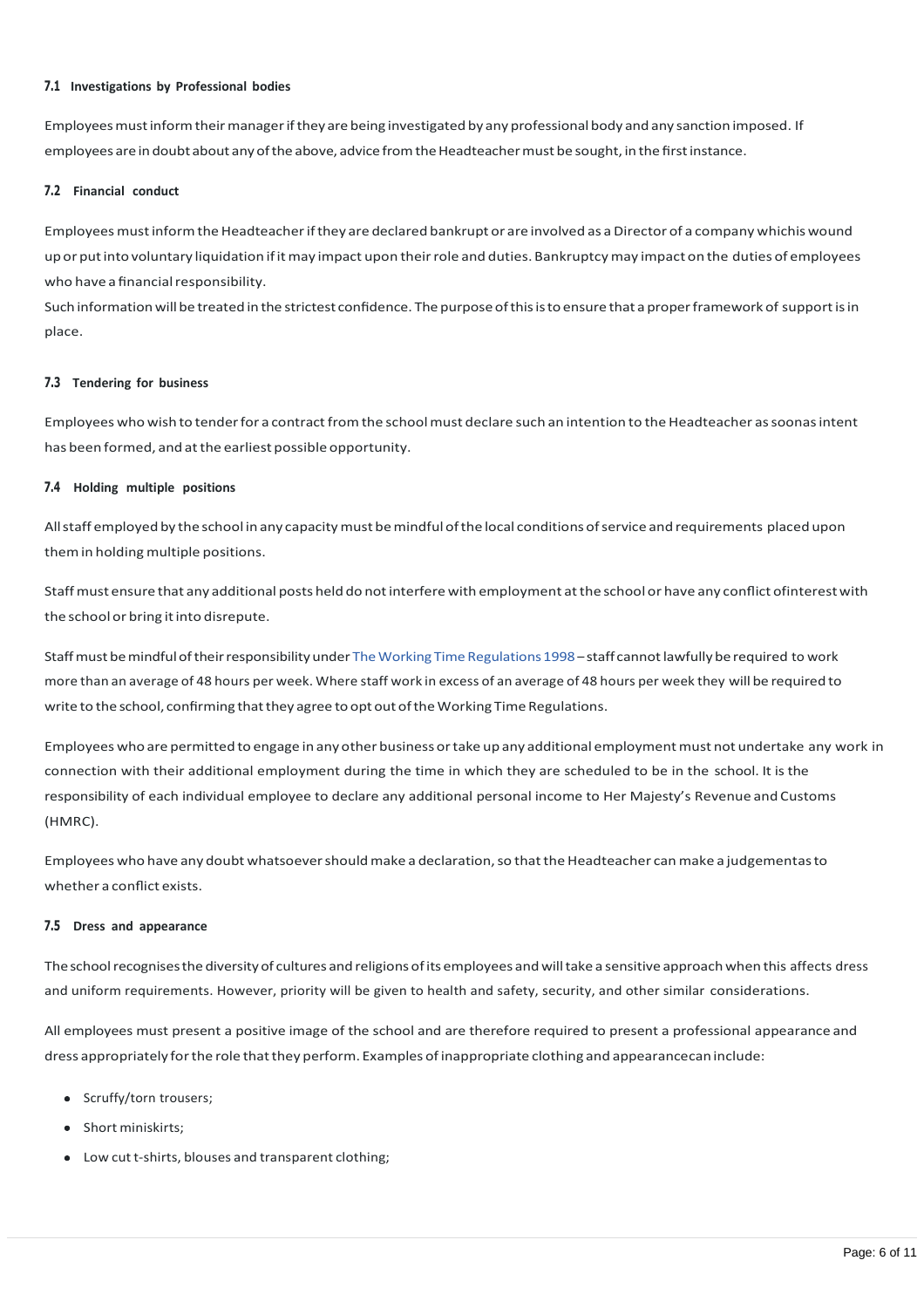### 7.1 Investigations by Professional bodies

Employees must inform their manager if they are being investigated by any professional body and any sanction imposed. If employees are in doubt about any of the above, advice from the Headteacher must be sought, in the first instance.

### 7.2 Financial conduct

Employees must inform the Headteacher if they are declared bankrupt or are involved as a Director of a company whichis wound up or put into voluntary liquidation if it may impact upon their role and duties. Bankruptcy may impact on the duties of employees who have a financial responsibility.

Such information will be treated in the strictest confidence. The purpose of this is to ensure that a proper framework of support is in place.

### 7.3 Tendering for business

Employees who wish to tender for a contract from the school must declare such an intention to the Headteacher as soonas intent has been formed, and at the earliest possible opportunity.

### 7.4 Holding multiple positions

All staff employed by the school in any capacity must be mindful of the local conditions of service and requirements placed upon them in holding multiple positions.

Staff must ensure that any additional posts held do not interfere with employment at the school or have any conflict ofinterest with the school or bring it into disrepute.

Staff must be mindful of their responsibility under The Working Time Regulations 1998 – staff cannot lawfully be required to work more than an average of 48 hours per week. Where staff work in excess of an average of 48 hours per week they will be required to write to the school, confirming that they agree to opt out of the Working Time Regulations.

Employees who are permitted to engage in any other business or take up any additional employment must not undertake any work in connection with their additional employment during the time in which they are scheduled to be in the school. It is the responsibility of each individual employee to declare any additional personal income to Her Majesty's Revenue and Customs (HMRC).

Employees who have any doubt whatsoever should make a declaration, so that the Headteacher can make a judgementas to whether a conflict exists.

### 7.5 Dress and appearance

The school recognises the diversity of cultures and religions of its employees and will take a sensitive approach when this affects dress and uniform requirements. However, priority will be given to health and safety, security, and other similar considerations.

All employees must present a positive image of the school and are therefore required to present a professional appearance and dress appropriately for the role that they perform. Examples of inappropriate clothing and appearancecan include:

- Scruffy/torn trousers;
- Short miniskirts;
- Low cut t-shirts, blouses and transparent clothing;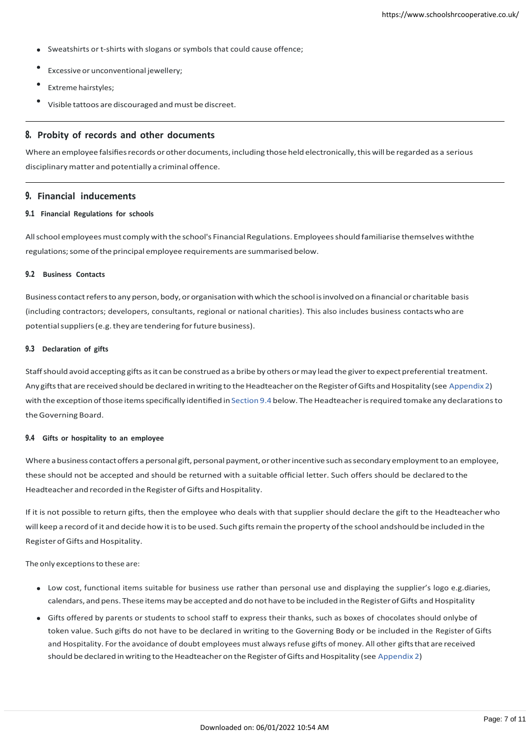- Sweatshirts or t-shirts with slogans or symbols that could cause offence;
- Excessive or unconventional jewellery;
- Extreme hairstyles;
- Visible tattoos are discouraged and must be discreet.

## 8. Probity of records and other documents

Where an employee falsifies records or other documents, including those held electronically, this will be regarded as a serious disciplinary matter and potentially a criminal offence.

## 9. Financial inducements

### 9.1 Financial Regulations for schools

All school employees must comply with the school's Financial Regulations. Employees should familiarise themselves withthe regulations; some of the principal employee requirements are summarised below.

### 9.2 Business Contacts

Business contact refers to any person, body, or organisation with which the school is involved on a financial or charitable basis (including contractors; developers, consultants, regional or national charities). This also includes business contacts who are potential suppliers (e.g. they are tendering for future business).

### 9.3 Declaration of gifts

Staff should avoid accepting gifts as it can be construed as a bribe by others or may lead the giver to expect preferential treatment. Any gifts that are received should be declared in writing to the Headteacher on the Register of Gifts and Hospitality (see Appendix 2) with the exception of those items specifically identified in Section 9.4 below. The Headteacher is required tomake any declarations to the Governing Board.

### 9.4 Gifts or hospitality to an employee

Where a business contact offers a personal gift, personal payment, or other incentive such as secondary employment to an employee, these should not be accepted and should be returned with a suitable official letter. Such offers should be declared to the Headteacher and recorded in the Register of Gifts and Hospitality.

If it is not possible to return gifts, then the employee who deals with that supplier should declare the gift to the Headteacher who will keep a record of it and decide how it is to be used. Such gifts remain the property of the school andshould be included in the Register of Gifts and Hospitality.

The only exceptions to these are:

- Low cost, functional items suitable for business use rather than personal use and displaying the supplier's logo e.g.diaries, calendars, and pens. These items may be accepted and do not have to be included in the Register of Gifts and Hospitality
- Gifts offered by parents or students to school staff to express their thanks, such as boxes of chocolates should onlybe of token value. Such gifts do not have to be declared in writing to the Governing Body or be included in the Register of Gifts and Hospitality. For the avoidance of doubt employees must always refuse gifts of money. All other gifts that are received should be declared in writing to the Headteacher on the Register of Gifts and Hospitality (see Appendix 2)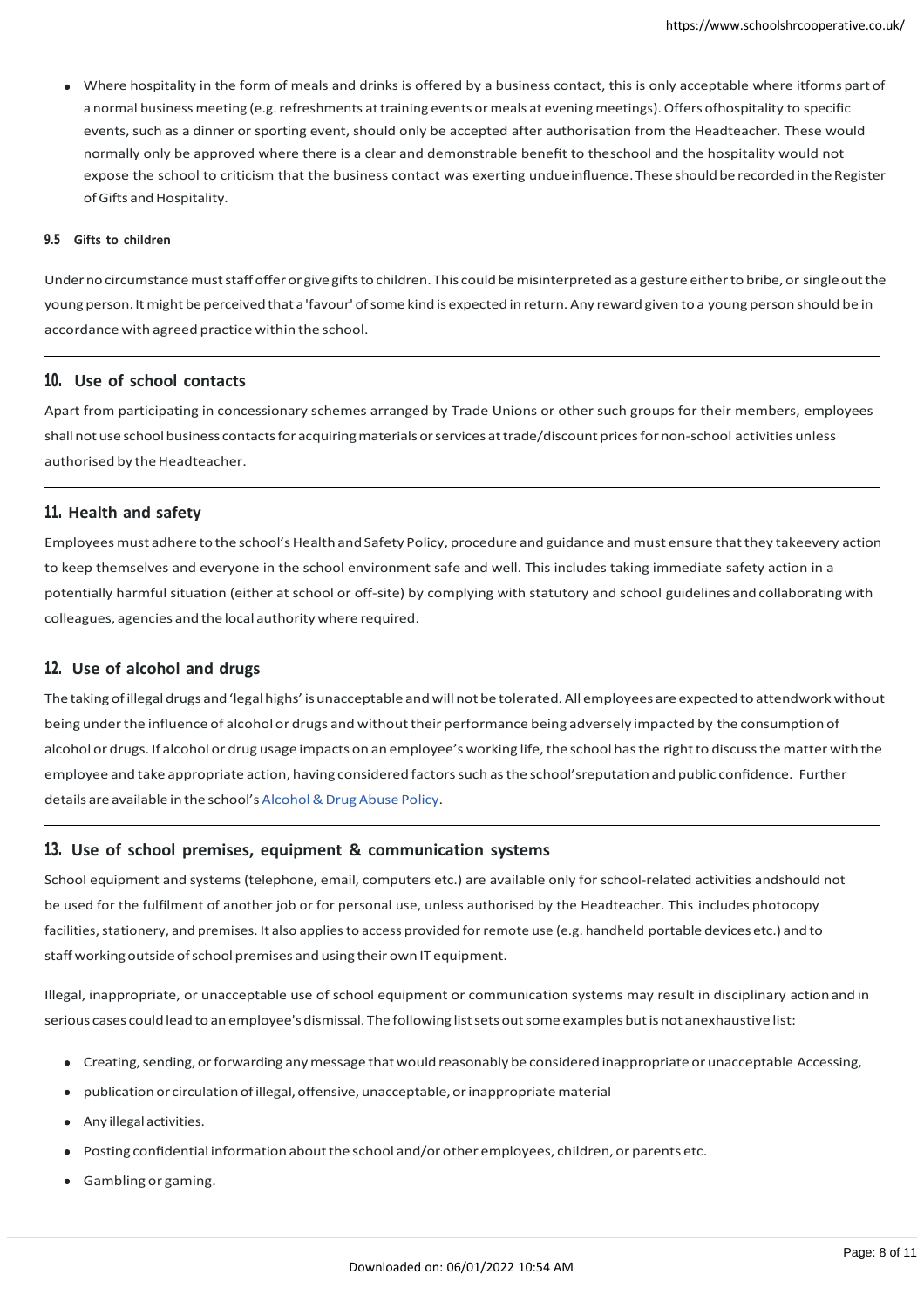- Where hospitality in the form of meals and drinks is offered by a business contact, this is only acceptable where itforms part of a normal business meeting (e.g. refreshments at training events or meals at evening meetings). Offers ofhospitality to specific events, such as a dinner or sporting event, should only be accepted after authorisation from the Headteacher. These would normally only be approved where there is a clear and demonstrable benefit to theschool and the hospitality would not expose the school to criticism that the business contact was exerting undueinfluence. These should be recorded in the Register of Gifts and Hospitality.

#### 9.5 Gifts to children

Under no circumstance must staff offer or give gifts to children. This could be misinterpreted as a gesture either to bribe, or single out the young person. It might be perceived that a 'favour' of some kind is expected in return. Any reward given to a young person should be in accordance with agreed practice within the school.

## 10. Use of school contacts

Apart from participating in concessionary schemes arranged by Trade Unions or other such groups for their members, employees shall not use school business contacts for acquiring materials or services at trade/discount prices for non-school activities unless authorised by the Headteacher.

## 11. Health and safety

Employees must adhere to the school's Health and Safety Policy, procedure and guidance and must ensure that they takeevery action to keep themselves and everyone in the school environment safe and well. This includes taking immediate safety action in a potentially harmful situation (either at school or off-site) by complying with statutory and school guidelines and collaborating with colleagues, agencies and the local authority where required.

## 12. Use of alcohol and drugs

The taking of illegal drugs and 'legal highs' is unacceptable and will not be tolerated. All employees are expected to attendwork without being under the influence of alcohol or drugs and without their performance being adversely impacted by the consumption of alcohol or drugs. If alcohol or drug usage impacts on an employee's working life, the school has the right to discuss the matter with the employee and take appropriate action, having considered factors such as the school'sreputation and public confidence. Further details are available in the school's Alcohol & Drug Abuse Policy.

## 13. Use of school premises, equipment & communication systems

School equipment and systems (telephone, email, computers etc.) are available only for school-related activities andshould not be used for the fulfilment of another job or for personal use, unless authorised by the Headteacher. This includes photocopy facilities, stationery, and premises. It also applies to access provided for remote use (e.g. handheld portable devices etc.) and to staff working outside of school premises and using their own IT equipment.

Illegal, inappropriate, or unacceptable use of school equipment or communication systems may result in disciplinary action and in serious cases could lead to an employee's dismissal. The following list sets out some examples but is not anexhaustive list:

- Creating, sending, or forwarding any message that would reasonably be considered inappropriate or unacceptable Accessing,
- publication or circulation of illegal, offensive, unacceptable, or inappropriate material
- Any illegal activities.
- Posting confidential information about the school and/or other employees, children, or parents etc.
- Gambling or gaming.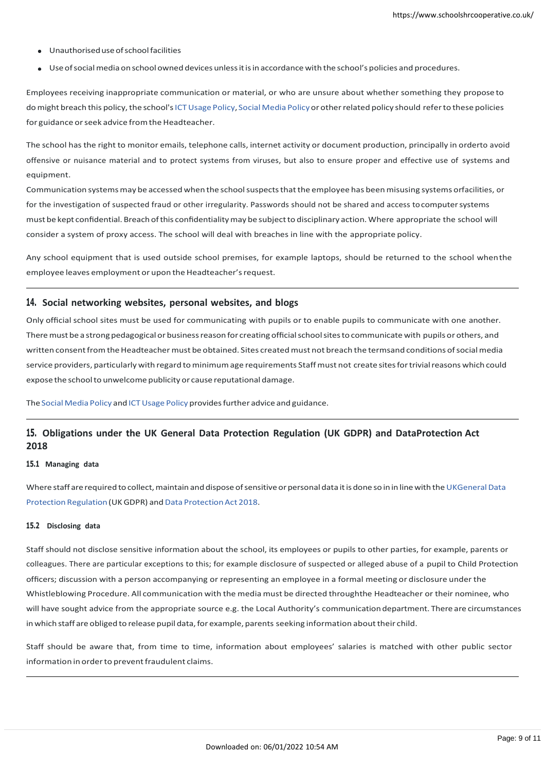- Unauthorised use of school facilities
- Use of social media on school owned devices unless it is in accordance with the school's policies and procedures.

Employees receiving inappropriate communication or material, or who are unsure about whether something they propose to do might breach this policy, the school's ICT Usage Policy, Social Media Policy or other related policy should refer to these policies for guidance or seek advice from the Headteacher.

The school has the right to monitor emails, telephone calls, internet activity or document production, principally in order to avoid offensive or nuisance material and to protect systems from viruses, but also to ensure proper and effective use of systems and equipment.

Communication systems may be accessed when the school suspects that the employee has been misusing systems or facilities, or for the investigation of suspected fraud or other irregularity. Passwords should not be shared and access to computer systems must be kept confidential. Breach of this confidentiality may be subject to disciplinary action. Where appropriate the school will consider a system of proxy access. The school will deal with breaches in line with the appropriate policy.

Any school equipment that is used outside school premises, for example laptops, should be returned to the school when the employee leaves employment or upon the Headteacher's request.

---

## 14. Social networking websites, personal websites, and blogs

Only official school sites must be used for communicating with pupils or to enable pupils to communicate with one another. There must be a strong pedagogical or business reason for creating official school sites to communicate with pupils or others, and written consent from the Headteacher must be obtained. Sites created must not breach the terms and conditions of social media service providers, particularly with regard to minimum age requirements Staff must not create sites for trivial reasons which could expose the school to unwelcome publicity or cause reputational damage.

The Social Media Policy and ICT Usage Policy provides further advice and guidance.

---

## 15. Obligations under the UK General Data Protection Regulation (UK GDPR) and Data Protection Act 2018

### 15.1 Managing data

Where staff are required to collect, maintain and dispose of sensitive or personal data it is done so in in line with the UK General Data Protection Regulation (UK GDPR) and Data Protection Act 2018.

### 15.2 Disclosing data

Staff should not disclose sensitive information about the school, its employees or pupils to other parties, for example, parents or colleagues. There are particular exceptions to this; for example disclosure of suspected or alleged abuse of a pupil to Child Protection officers; discussion with a person accompanying or representing an employee in a formal meeting or disclosure under the Whistleblowing Procedure. All communication with the media must be directed through the Headteacher or their nominee, who will have sought advice from the appropriate source e.g. the Local Authority's communication department. There are circumstances in which staff are obliged to release pupil data, for example, parents seeking information about their child.

Staff should be aware that, from time to time, information about employees' salaries is matched with other public sector information in order to prevent fraudulent claims.

---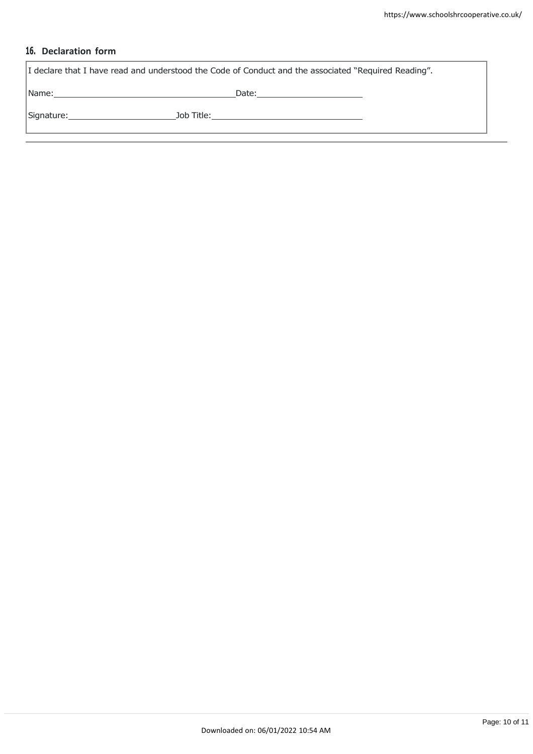## 16. Declaration form

I declare that I have read and understood the Code of Conduct and the associated "Required Reading".

Name:\_\_\_\_\_\_\_\_\_\_\_\_\_\_\_\_\_\_\_\_\_\_\_\_\_\_\_\_\_\_\_\_\_\_Date:\_\_\_\_\_\_\_\_\_\_\_\_\_\_\_\_\_\_\_\_\_

Signature:\_\_\_\_\_\_\_\_\_\_\_\_\_\_\_\_\_\_\_\_\_\_Job Title:\_\_\_\_\_\_\_\_\_\_\_\_\_\_\_\_\_\_\_\_\_\_\_\_\_\_\_\_\_\_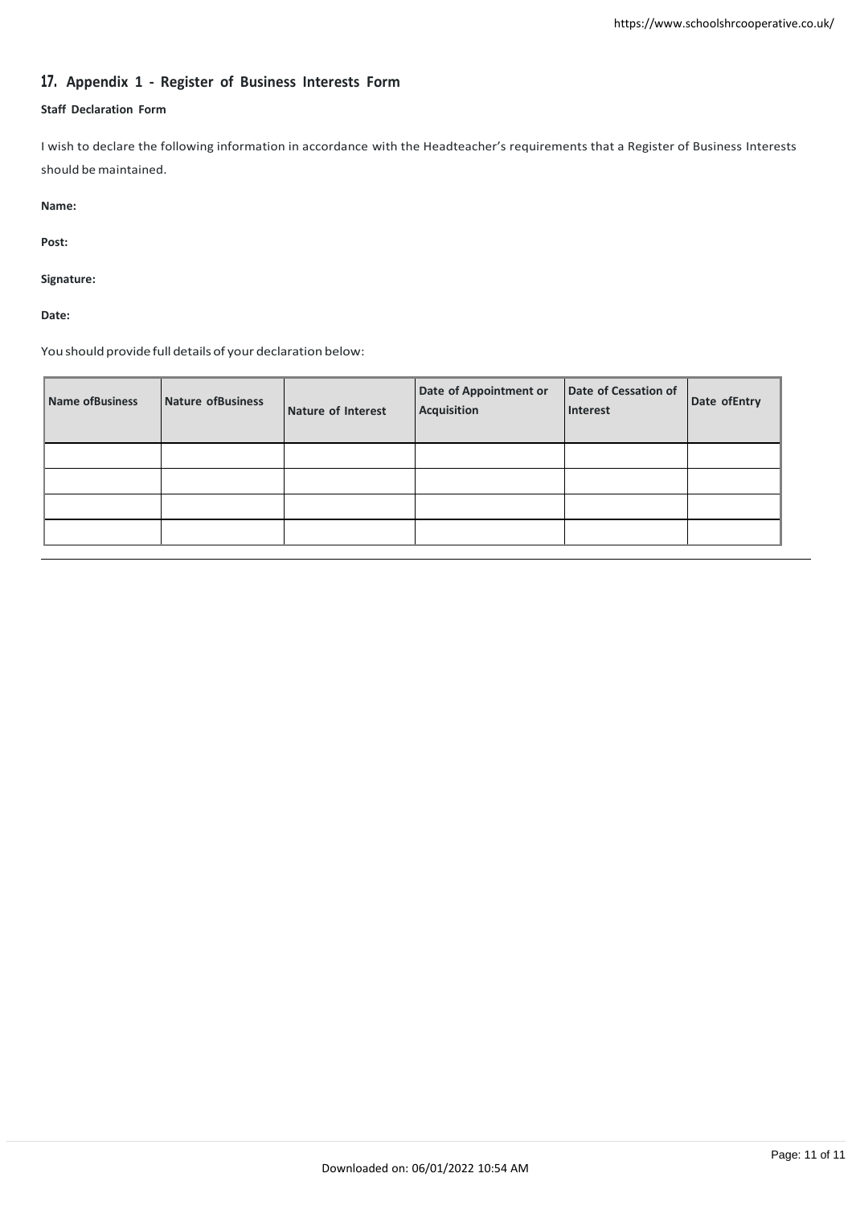## 17. Appendix 1 - Register of Business Interests Form

**Staff Declaration Form**

I wish to declare the following information in accordance with the Headteacher's requirements that a Register of Business Interests should be maintained.

**Name:**

**Post:**

**Signature:**

**Date:**

You should provide full details of your declaration below:

| Name ofBusiness | Nature ofBusiness | Nature of Interest | Date of Appointment or Acquisition | Date of Cessation of Interest | Date ofEntry |
|---|---|---|---|---|---|
| | | | | | |
| | | | | | |
| | | | | | |
| | | | | | |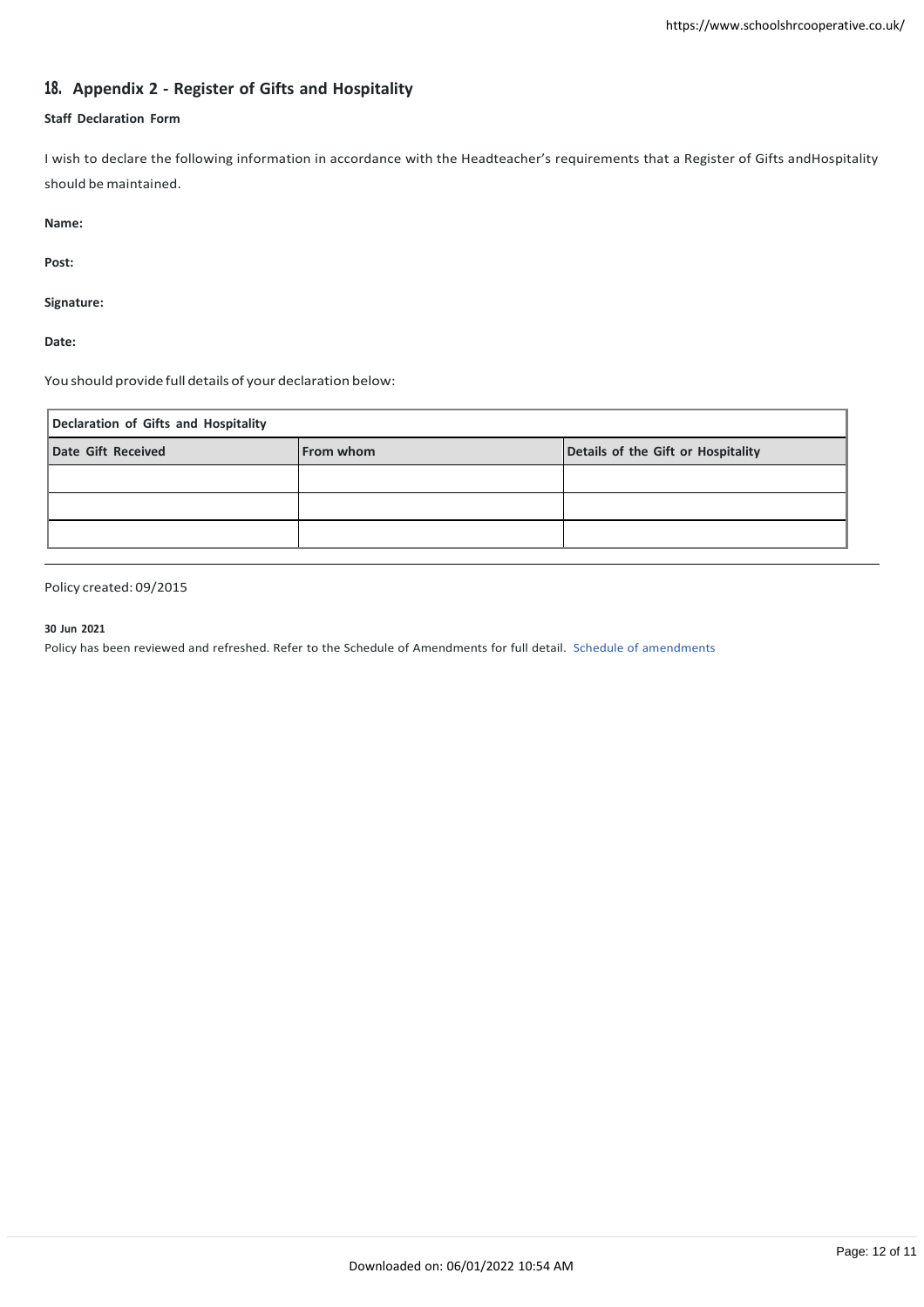## 18. Appendix 2 - Register of Gifts and Hospitality

**Staff Declaration Form**

I wish to declare the following information in accordance with the Headteacher's requirements that a Register of Gifts andHospitality should be maintained.

**Name:**

**Post:**

**Signature:**

**Date:**

You should provide full details of your declaration below:

| Declaration of Gifts and Hospitality | | |
|---|---|---|
| **Date Gift Received** | **From whom** | **Details of the Gift or Hospitality** |
| | | |
| | | |
| | | |

---

Policy created: 09/2015

**30 Jun 2021**

Policy has been reviewed and refreshed. Refer to the Schedule of Amendments for full detail. Schedule of amendments